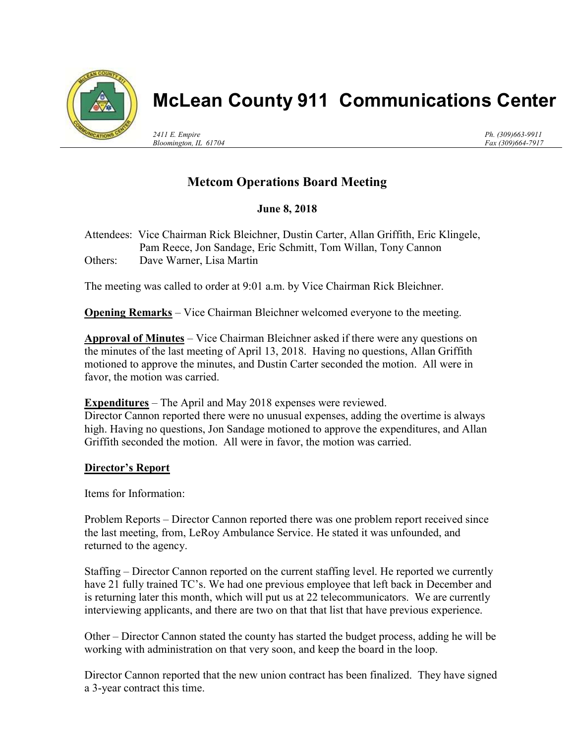# McLean County 911 Communications Center

*2411 E. Empire*
*Bloomington, IL 61704*

*Ph. (309)663-9911*
*Fax (309)664-7917*

## Metcom Operations Board Meeting

**June 8, 2018**

Attendees: Vice Chairman Rick Bleichner, Dustin Carter, Allan Griffith, Eric Klingele, Pam Reece, Jon Sandage, Eric Schmitt, Tom Willan, Tony Cannon
Others: Dave Warner, Lisa Martin

The meeting was called to order at 9:01 a.m. by Vice Chairman Rick Bleichner.

**Opening Remarks** – Vice Chairman Bleichner welcomed everyone to the meeting.

**Approval of Minutes** – Vice Chairman Bleichner asked if there were any questions on the minutes of the last meeting of April 13, 2018. Having no questions, Allan Griffith motioned to approve the minutes, and Dustin Carter seconded the motion. All were in favor, the motion was carried.

**Expenditures** – The April and May 2018 expenses were reviewed.
Director Cannon reported there were no unusual expenses, adding the overtime is always high. Having no questions, Jon Sandage motioned to approve the expenditures, and Allan Griffith seconded the motion. All were in favor, the motion was carried.

**Director's Report**

Items for Information:

Problem Reports – Director Cannon reported there was one problem report received since the last meeting, from, LeRoy Ambulance Service. He stated it was unfounded, and returned to the agency.

Staffing – Director Cannon reported on the current staffing level. He reported we currently have 21 fully trained TC's. We had one previous employee that left back in December and is returning later this month, which will put us at 22 telecommunicators. We are currently interviewing applicants, and there are two on that that list that have previous experience.

Other – Director Cannon stated the county has started the budget process, adding he will be working with administration on that very soon, and keep the board in the loop.

Director Cannon reported that the new union contract has been finalized. They have signed a 3-year contract this time.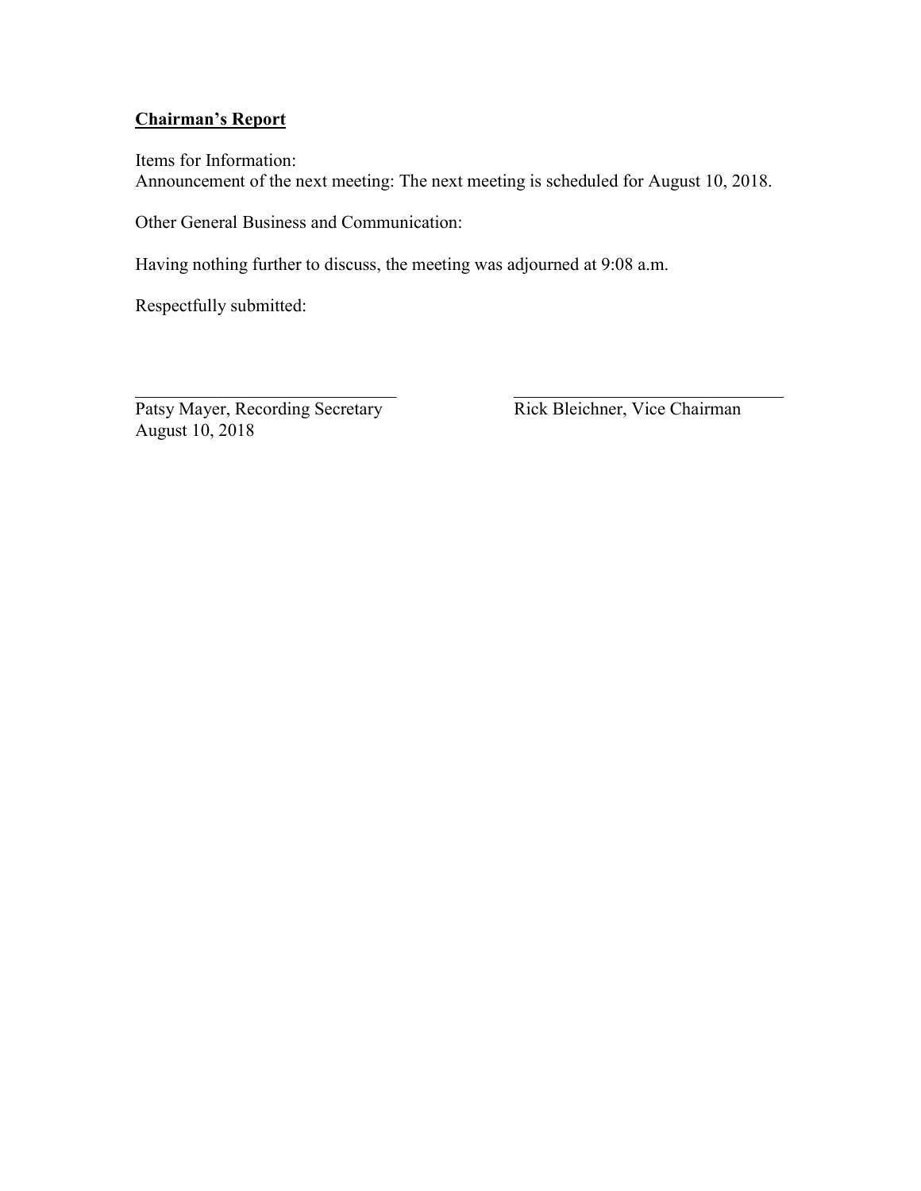**Chairman's Report**

Items for Information:
Announcement of the next meeting: The next meeting is scheduled for August 10, 2018.

Other General Business and Communication:

Having nothing further to discuss, the meeting was adjourned at 9:08 a.m.

Respectfully submitted:

\_\_\_\_\_\_\_\_\_\_\_\_\_\_\_\_\_\_\_\_\_\_\_\_\_\_\_\_\_\_
Patsy Mayer, Recording Secretary
August 10, 2018

\_\_\_\_\_\_\_\_\_\_\_\_\_\_\_\_\_\_\_\_\_\_\_\_\_\_\_\_\_\_
Rick Bleichner, Vice Chairman